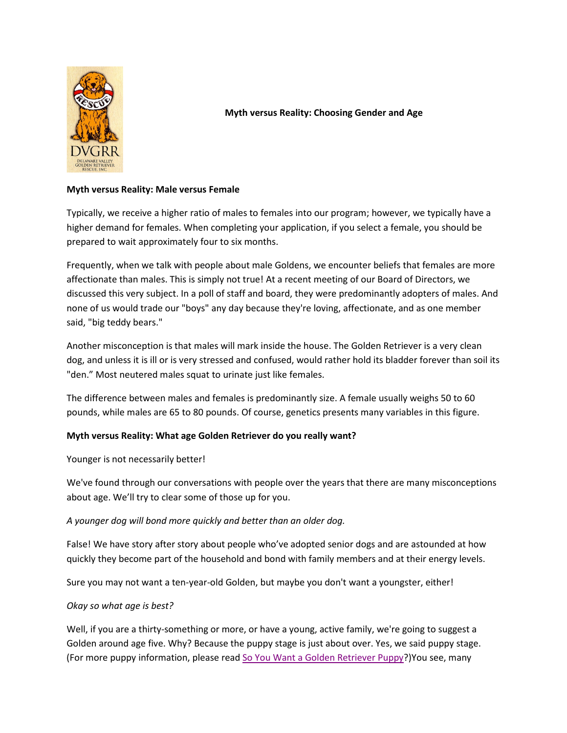# Myth versus Reality: Choosing Gender and Age

**Myth versus Reality: Male versus Female**

Typically, we receive a higher ratio of males to females into our program; however, we typically have a higher demand for females. When completing your application, if you select a female, you should be prepared to wait approximately four to six months.

Frequently, when we talk with people about male Goldens, we encounter beliefs that females are more affectionate than males. This is simply not true! At a recent meeting of our Board of Directors, we discussed this very subject. In a poll of staff and board, they were predominantly adopters of males. And none of us would trade our "boys" any day because they're loving, affectionate, and as one member said, "big teddy bears."

Another misconception is that males will mark inside the house. The Golden Retriever is a very clean dog, and unless it is ill or is very stressed and confused, would rather hold its bladder forever than soil its "den." Most neutered males squat to urinate just like females.

The difference between males and females is predominantly size. A female usually weighs 50 to 60 pounds, while males are 65 to 80 pounds. Of course, genetics presents many variables in this figure.

**Myth versus Reality: What age Golden Retriever do you really want?**

Younger is not necessarily better!

We've found through our conversations with people over the years that there are many misconceptions about age. We'll try to clear some of those up for you.

*A younger dog will bond more quickly and better than an older dog.*

False! We have story after story about people who've adopted senior dogs and are astounded at how quickly they become part of the household and bond with family members and at their energy levels.

Sure you may not want a ten-year-old Golden, but maybe you don't want a youngster, either!

*Okay so what age is best?*

Well, if you are a thirty-something or more, or have a young, active family, we're going to suggest a Golden around age five. Why? Because the puppy stage is just about over. Yes, we said puppy stage. (For more puppy information, please read So You Want a Golden Retriever Puppy?)You see, many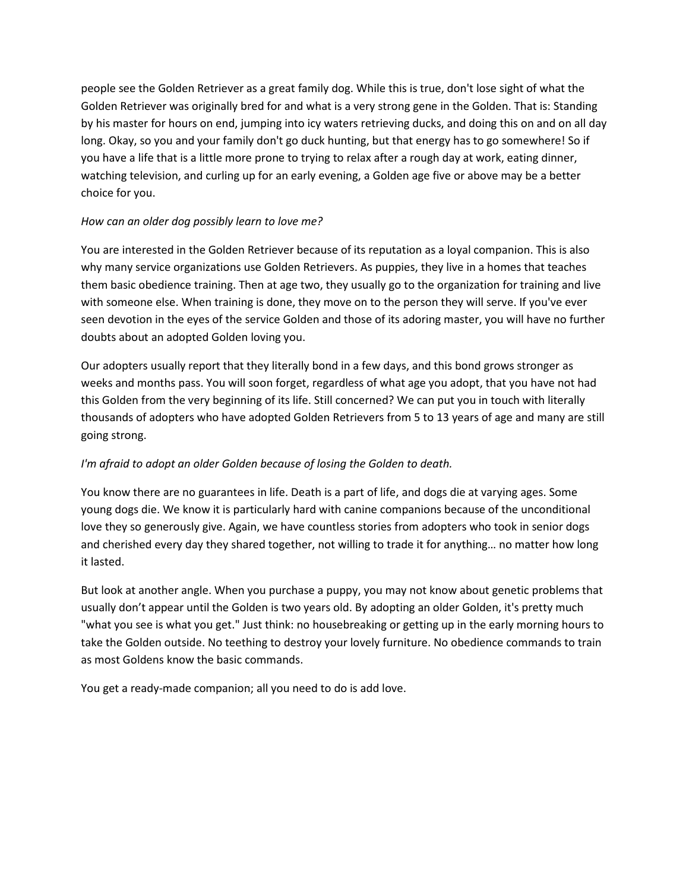people see the Golden Retriever as a great family dog. While this is true, don't lose sight of what the Golden Retriever was originally bred for and what is a very strong gene in the Golden. That is: Standing by his master for hours on end, jumping into icy waters retrieving ducks, and doing this on and on all day long. Okay, so you and your family don't go duck hunting, but that energy has to go somewhere! So if you have a life that is a little more prone to trying to relax after a rough day at work, eating dinner, watching television, and curling up for an early evening, a Golden age five or above may be a better choice for you.

*How can an older dog possibly learn to love me?*

You are interested in the Golden Retriever because of its reputation as a loyal companion. This is also why many service organizations use Golden Retrievers. As puppies, they live in a homes that teaches them basic obedience training. Then at age two, they usually go to the organization for training and live with someone else. When training is done, they move on to the person they will serve. If you've ever seen devotion in the eyes of the service Golden and those of its adoring master, you will have no further doubts about an adopted Golden loving you.

Our adopters usually report that they literally bond in a few days, and this bond grows stronger as weeks and months pass. You will soon forget, regardless of what age you adopt, that you have not had this Golden from the very beginning of its life. Still concerned? We can put you in touch with literally thousands of adopters who have adopted Golden Retrievers from 5 to 13 years of age and many are still going strong.

*I'm afraid to adopt an older Golden because of losing the Golden to death.*

You know there are no guarantees in life. Death is a part of life, and dogs die at varying ages. Some young dogs die. We know it is particularly hard with canine companions because of the unconditional love they so generously give. Again, we have countless stories from adopters who took in senior dogs and cherished every day they shared together, not willing to trade it for anything… no matter how long it lasted.

But look at another angle. When you purchase a puppy, you may not know about genetic problems that usually don't appear until the Golden is two years old. By adopting an older Golden, it's pretty much "what you see is what you get." Just think: no housebreaking or getting up in the early morning hours to take the Golden outside. No teething to destroy your lovely furniture. No obedience commands to train as most Goldens know the basic commands.

You get a ready-made companion; all you need to do is add love.